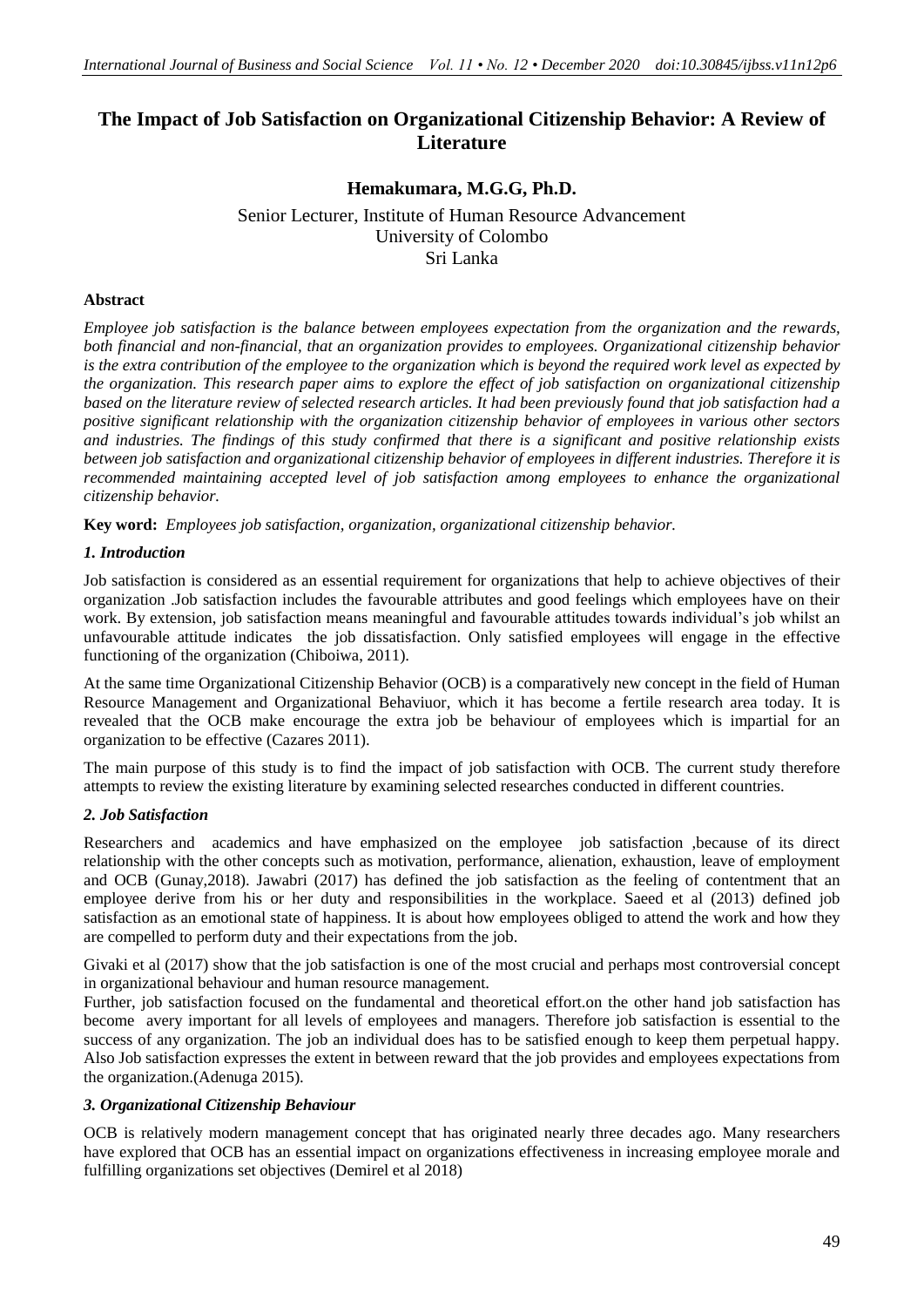# The Impact of Job Satisfaction on Organizational Citizenship Behavior: A Review of Literature

**Hemakumara, M.G.G, Ph.D.**

Senior Lecturer, Institute of Human Resource Advancement
University of Colombo
Sri Lanka

### Abstract

*Employee job satisfaction is the balance between employees expectation from the organization and the rewards, both financial and non-financial, that an organization provides to employees. Organizational citizenship behavior is the extra contribution of the employee to the organization which is beyond the required work level as expected by the organization. This research paper aims to explore the effect of job satisfaction on organizational citizenship based on the literature review of selected research articles. It had been previously found that job satisfaction had a positive significant relationship with the organization citizenship behavior of employees in various other sectors and industries. The findings of this study confirmed that there is a significant and positive relationship exists between job satisfaction and organizational citizenship behavior of employees in different industries. Therefore it is recommended maintaining accepted level of job satisfaction among employees to enhance the organizational citizenship behavior.*

**Key word:** *Employees job satisfaction, organization, organizational citizenship behavior.*

### *1. Introduction*

Job satisfaction is considered as an essential requirement for organizations that help to achieve objectives of their organization .Job satisfaction includes the favourable attributes and good feelings which employees have on their work. By extension, job satisfaction means meaningful and favourable attitudes towards individual's job whilst an unfavourable attitude indicates the job dissatisfaction. Only satisfied employees will engage in the effective functioning of the organization (Chiboiwa, 2011).

At the same time Organizational Citizenship Behavior (OCB) is a comparatively new concept in the field of Human Resource Management and Organizational Behaviuor, which it has become a fertile research area today. It is revealed that the OCB make encourage the extra job be behaviour of employees which is impartial for an organization to be effective (Cazares 2011).

The main purpose of this study is to find the impact of job satisfaction with OCB. The current study therefore attempts to review the existing literature by examining selected researches conducted in different countries.

### *2. Job Satisfaction*

Researchers and academics and have emphasized on the employee job satisfaction ,because of its direct relationship with the other concepts such as motivation, performance, alienation, exhaustion, leave of employment and OCB (Gunay,2018). Jawabri (2017) has defined the job satisfaction as the feeling of contentment that an employee derive from his or her duty and responsibilities in the workplace. Saeed et al (2013) defined job satisfaction as an emotional state of happiness. It is about how employees obliged to attend the work and how they are compelled to perform duty and their expectations from the job.

Givaki et al (2017) show that the job satisfaction is one of the most crucial and perhaps most controversial concept in organizational behaviour and human resource management.

Further, job satisfaction focused on the fundamental and theoretical effort.on the other hand job satisfaction has become avery important for all levels of employees and managers. Therefore job satisfaction is essential to the success of any organization. The job an individual does has to be satisfied enough to keep them perpetual happy. Also Job satisfaction expresses the extent in between reward that the job provides and employees expectations from the organization.(Adenuga 2015).

### *3. Organizational Citizenship Behaviour*

OCB is relatively modern management concept that has originated nearly three decades ago. Many researchers have explored that OCB has an essential impact on organizations effectiveness in increasing employee morale and fulfilling organizations set objectives (Demirel et al 2018)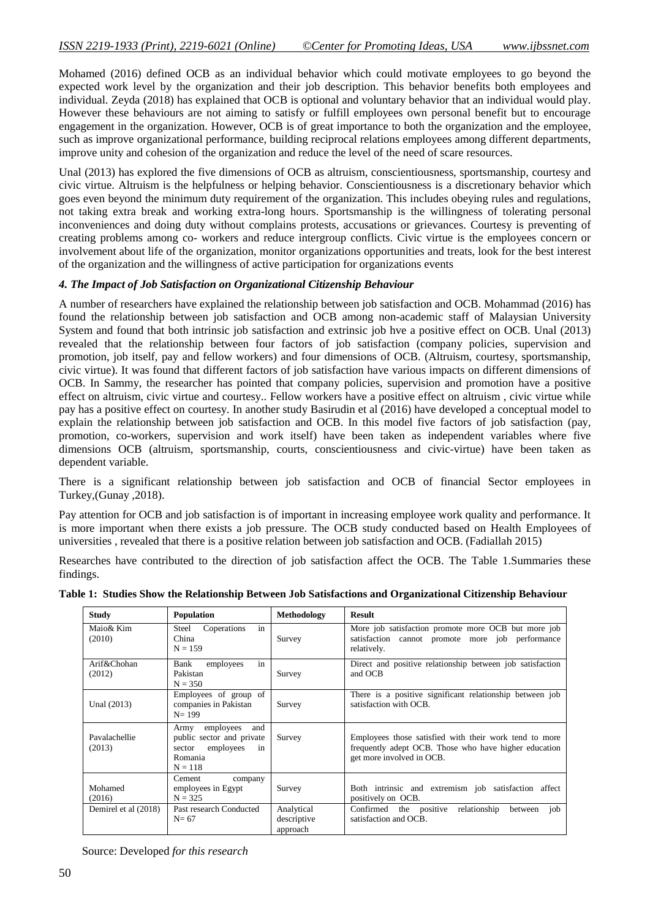Mohamed (2016) defined OCB as an individual behavior which could motivate employees to go beyond the expected work level by the organization and their job description. This behavior benefits both employees and individual. Zeyda (2018) has explained that OCB is optional and voluntary behavior that an individual would play. However these behaviours are not aiming to satisfy or fulfill employees own personal benefit but to encourage engagement in the organization. However, OCB is of great importance to both the organization and the employee, such as improve organizational performance, building reciprocal relations employees among different departments, improve unity and cohesion of the organization and reduce the level of the need of scare resources.

Unal (2013) has explored the five dimensions of OCB as altruism, conscientiousness, sportsmanship, courtesy and civic virtue. Altruism is the helpfulness or helping behavior. Conscientiousness is a discretionary behavior which goes even beyond the minimum duty requirement of the organization. This includes obeying rules and regulations, not taking extra break and working extra-long hours. Sportsmanship is the willingness of tolerating personal inconveniences and doing duty without complains protests, accusations or grievances. Courtesy is preventing of creating problems among co- workers and reduce intergroup conflicts. Civic virtue is the employees concern or involvement about life of the organization, monitor organizations opportunities and treats, look for the best interest of the organization and the willingness of active participation for organizations events

### *4. The Impact of Job Satisfaction on Organizational Citizenship Behaviour*

A number of researchers have explained the relationship between job satisfaction and OCB. Mohammad (2016) has found the relationship between job satisfaction and OCB among non-academic staff of Malaysian University System and found that both intrinsic job satisfaction and extrinsic job hve a positive effect on OCB. Unal (2013) revealed that the relationship between four factors of job satisfaction (company policies, supervision and promotion, job itself, pay and fellow workers) and four dimensions of OCB. (Altruism, courtesy, sportsmanship, civic virtue). It was found that different factors of job satisfaction have various impacts on different dimensions of OCB. In Sammy, the researcher has pointed that company policies, supervision and promotion have a positive effect on altruism, civic virtue and courtesy.. Fellow workers have a positive effect on altruism , civic virtue while pay has a positive effect on courtesy. In another study Basirudin et al (2016) have developed a conceptual model to explain the relationship between job satisfaction and OCB. In this model five factors of job satisfaction (pay, promotion, co-workers, supervision and work itself) have been taken as independent variables where five dimensions OCB (altruism, sportsmanship, courts, conscientiousness and civic-virtue) have been taken as dependent variable.

There is a significant relationship between job satisfaction and OCB of financial Sector employees in Turkey,(Gunay ,2018).

Pay attention for OCB and job satisfaction is of important in increasing employee work quality and performance. It is more important when there exists a job pressure. The OCB study conducted based on Health Employees of universities , revealed that there is a positive relation between job satisfaction and OCB. (Fadiallah 2015)

Researches have contributed to the direction of job satisfaction affect the OCB. The Table 1.Summaries these findings.

**Table 1: Studies Show the Relationship Between Job Satisfactions and Organizational Citizenship Behaviour**

| Study | Population | Methodology | Result |
|---|---|---|---|
| Maio& Kim (2010) | Steel Coperations in China N = 159 | Survey | More job satisfaction promote more OCB but more job satisfaction cannot promote more job performance relatively. |
| Arif&Chohan (2012) | Bank employees in Pakistan N = 350 | Survey | Direct and positive relationship between job satisfaction and OCB |
| Unal (2013) | Employees of group of companies in Pakistan N= 199 | Survey | There is a positive significant relationship between job satisfaction with OCB. |
| Pavalachellie (2013) | Army employees and public sector and private sector employees in Romania N = 118 | Survey | Employees those satisfied with their work tend to more frequently adept OCB. Those who have higher education get more involved in OCB. |
| Mohamed (2016) | Cement company employees in Egypt N = 325 | Survey | Both intrinsic and extremism job satisfaction affect positively on OCB. |
| Demirel et al (2018) | Past research Conducted N= 67 | Analytical descriptive approach | Confirmed the positive relationship between job satisfaction and OCB. |

Source: Developed *for this research*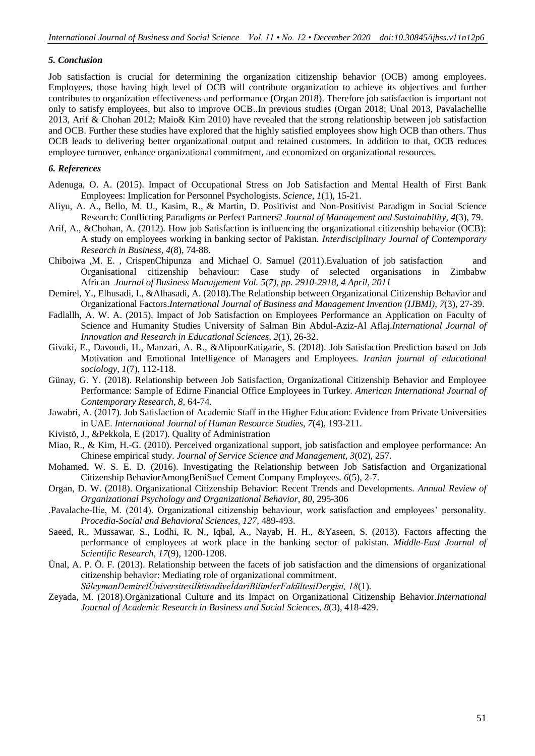### *5. Conclusion*

Job satisfaction is crucial for determining the organization citizenship behavior (OCB) among employees. Employees, those having high level of OCB will contribute organization to achieve its objectives and further contributes to organization effectiveness and performance (Organ 2018). Therefore job satisfaction is important not only to satisfy employees, but also to improve OCB..In previous studies (Organ 2018; Unal 2013, Pavalachellie 2013, Arif & Chohan 2012; Maio& Kim 2010) have revealed that the strong relationship between job satisfaction and OCB. Further these studies have explored that the highly satisfied employees show high OCB than others. Thus OCB leads to delivering better organizational output and retained customers. In addition to that, OCB reduces employee turnover, enhance organizational commitment, and economized on organizational resources.

### *6. References*

Adenuga, O. A. (2015). Impact of Occupational Stress on Job Satisfaction and Mental Health of First Bank Employees: Implication for Personnel Psychologists. *Science, 1*(1), 15-21.

Aliyu, A. A., Bello, M. U., Kasim, R., & Martin, D. Positivist and Non-Positivist Paradigm in Social Science Research: Conflicting Paradigms or Perfect Partners? *Journal of Management and Sustainability, 4*(3), 79.

Arif, A., &Chohan, A. (2012). How job Satisfaction is influencing the organizational citizenship behavior (OCB): A study on employees working in banking sector of Pakistan. *Interdisciplinary Journal of Contemporary Research in Business, 4*(8), 74-88.

Chiboiwa ,M. E. , CrispenChipunza and Michael O. Samuel (2011).Evaluation of job satisfaction and Organisational citizenship behaviour: Case study of selected organisations in Zimbabw African *Journal of Business Management Vol. 5(7), pp. 2910-2918, 4 April, 2011*

Demirel, Y., Elhusadi, I., &Alhasadi, A. (2018).The Relationship between Organizational Citizenship Behavior and Organizational Factors.*International Journal of Business and Management Invention (IJBMI), 7*(3), 27-39.

Fadlallh, A. W. A. (2015). Impact of Job Satisfaction on Employees Performance an Application on Faculty of Science and Humanity Studies University of Salman Bin Abdul-Aziz-Al Aflaj.*International Journal of Innovation and Research in Educational Sciences, 2*(1), 26-32.

Givaki, E., Davoudi, H., Manzari, A. R., &AlipourKatigarie, S. (2018). Job Satisfaction Prediction based on Job Motivation and Emotional Intelligence of Managers and Employees. *Iranian journal of educational sociology, 1*(7), 112-118.

Günay, G. Y. (2018). Relationship between Job Satisfaction, Organizational Citizenship Behavior and Employee Performance: Sample of Edirne Financial Office Employees in Turkey. *American International Journal of Contemporary Research, 8*, 64-74.

Jawabri, A. (2017). Job Satisfaction of Academic Staff in the Higher Education: Evidence from Private Universities in UAE. *International Journal of Human Resource Studies, 7*(4), 193-211.

Kivistö, J., &Pekkola, E (2017). Quality of Administration

Miao, R., & Kim, H.-G. (2010). Perceived organizational support, job satisfaction and employee performance: An Chinese empirical study. *Journal of Service Science and Management, 3*(02), 257.

Mohamed, W. S. E. D. (2016). Investigating the Relationship between Job Satisfaction and Organizational Citizenship BehaviorAmongBeniSuef Cement Company Employees. *6*(5), 2-7.

Organ, D. W. (2018). Organizational Citizenship Behavior: Recent Trends and Developments. *Annual Review of Organizational Psychology and Organizational Behavior, 80*, 295-306

.Pavalache-Ilie, M. (2014). Organizational citizenship behaviour, work satisfaction and employees' personality. *Procedia-Social and Behavioral Sciences, 127*, 489-493.

Saeed, R., Mussawar, S., Lodhi, R. N., Iqbal, A., Nayab, H. H., &Yaseen, S. (2013). Factors affecting the performance of employees at work place in the banking sector of pakistan. *Middle-East Journal of Scientific Research, 17*(9), 1200-1208.

Ünal, A. P. Ö. F. (2013). Relationship between the facets of job satisfaction and the dimensions of organizational citizenship behavior: Mediating role of organizational commitment. *SüleymanDemirelÜniversitesiİktisadiveİdariBilimlerFakültesiDergisi, 18*(1).

Zeyada, M. (2018).Organizational Culture and its Impact on Organizational Citizenship Behavior.*International Journal of Academic Research in Business and Social Sciences, 8*(3), 418-429.